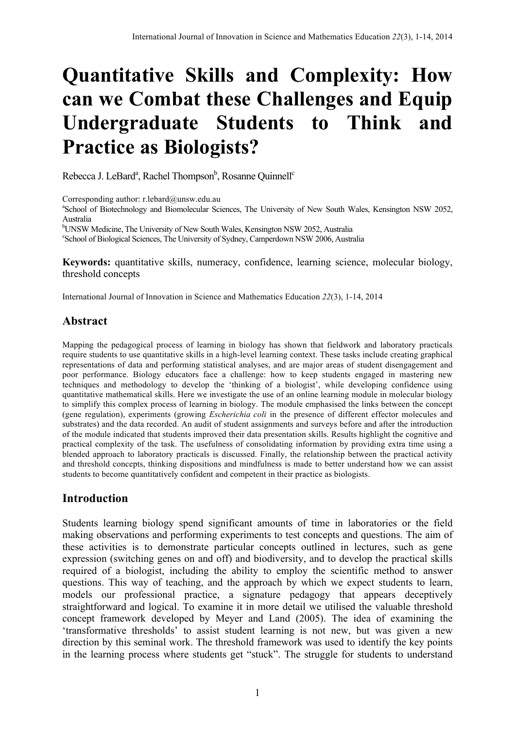# Quantitative Skills and Complexity: How can we Combat these Challenges and Equip Undergraduate Students to Think and Practice as Biologists?

Rebecca J. LeBard[a], Rachel Thompson[b], Rosanne Quinnell[c]

Corresponding author: r.lebard@unsw.edu.au
[a]School of Biotechnology and Biomolecular Sciences, The University of New South Wales, Kensington NSW 2052, Australia
[b]UNSW Medicine, The University of New South Wales, Kensington NSW 2052, Australia
[c]School of Biological Sciences, The University of Sydney, Camperdown NSW 2006, Australia

**Keywords:** quantitative skills, numeracy, confidence, learning science, molecular biology, threshold concepts

International Journal of Innovation in Science and Mathematics Education *22*(3), 1-14, 2014

## Abstract

Mapping the pedagogical process of learning in biology has shown that fieldwork and laboratory practicals require students to use quantitative skills in a high-level learning context. These tasks include creating graphical representations of data and performing statistical analyses, and are major areas of student disengagement and poor performance. Biology educators face a challenge: how to keep students engaged in mastering new techniques and methodology to develop the 'thinking of a biologist', while developing confidence using quantitative mathematical skills. Here we investigate the use of an online learning module in molecular biology to simplify this complex process of learning in biology. The module emphasised the links between the concept (gene regulation), experiments (growing *Escherichia coli* in the presence of different effector molecules and substrates) and the data recorded. An audit of student assignments and surveys before and after the introduction of the module indicated that students improved their data presentation skills. Results highlight the cognitive and practical complexity of the task. The usefulness of consolidating information by providing extra time using a blended approach to laboratory practicals is discussed. Finally, the relationship between the practical activity and threshold concepts, thinking dispositions and mindfulness is made to better understand how we can assist students to become quantitatively confident and competent in their practice as biologists.

## Introduction

Students learning biology spend significant amounts of time in laboratories or the field making observations and performing experiments to test concepts and questions. The aim of these activities is to demonstrate particular concepts outlined in lectures, such as gene expression (switching genes on and off) and biodiversity, and to develop the practical skills required of a biologist, including the ability to employ the scientific method to answer questions. This way of teaching, and the approach by which we expect students to learn, models our professional practice, a signature pedagogy that appears deceptively straightforward and logical. To examine it in more detail we utilised the valuable threshold concept framework developed by Meyer and Land (2005). The idea of examining the 'transformative thresholds' to assist student learning is not new, but was given a new direction by this seminal work. The threshold framework was used to identify the key points in the learning process where students get "stuck". The struggle for students to understand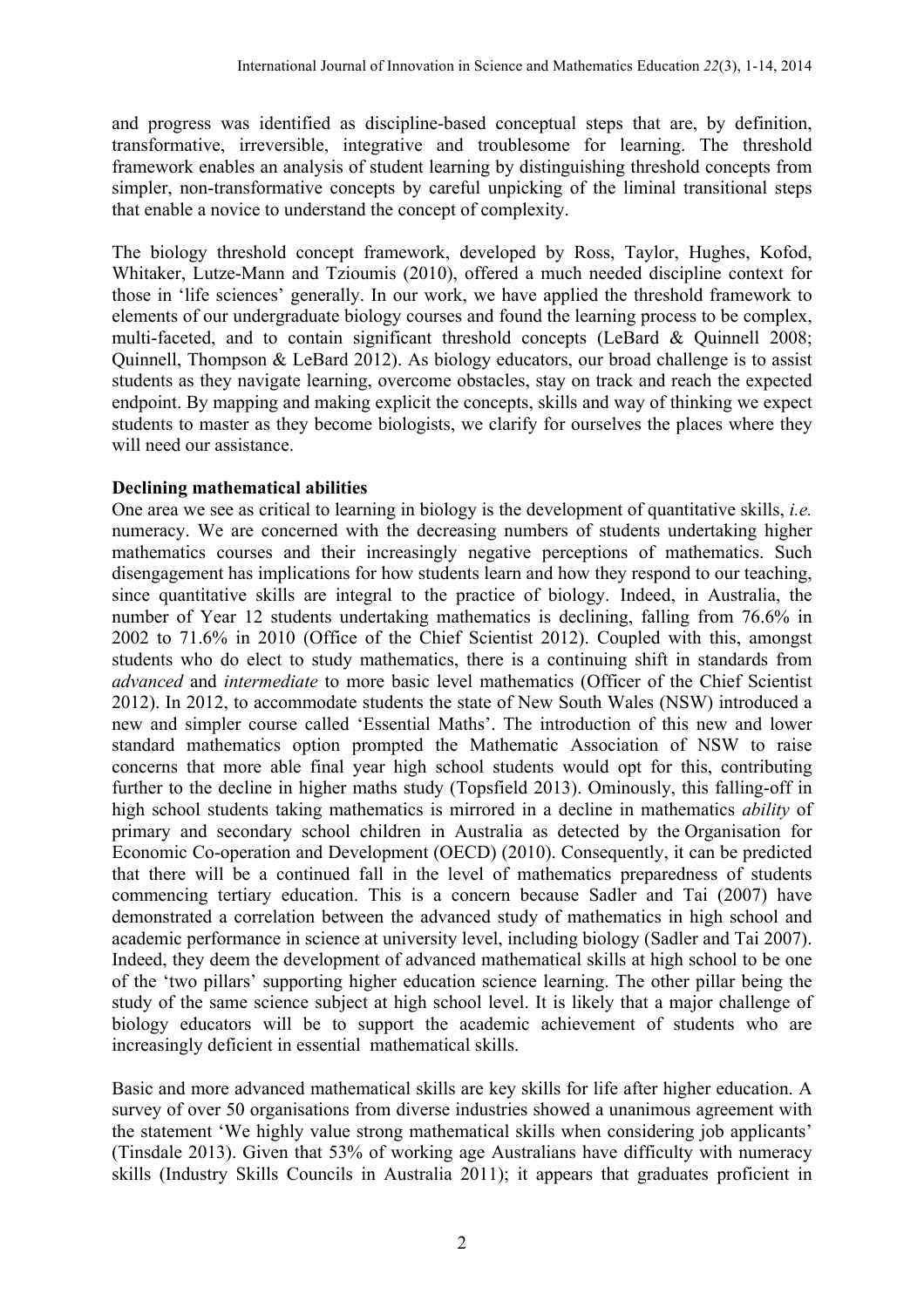and progress was identified as discipline-based conceptual steps that are, by definition, transformative, irreversible, integrative and troublesome for learning. The threshold framework enables an analysis of student learning by distinguishing threshold concepts from simpler, non-transformative concepts by careful unpicking of the liminal transitional steps that enable a novice to understand the concept of complexity.

The biology threshold concept framework, developed by Ross, Taylor, Hughes, Kofod, Whitaker, Lutze-Mann and Tzioumis (2010), offered a much needed discipline context for those in 'life sciences' generally. In our work, we have applied the threshold framework to elements of our undergraduate biology courses and found the learning process to be complex, multi-faceted, and to contain significant threshold concepts (LeBard & Quinnell 2008; Quinnell, Thompson & LeBard 2012). As biology educators, our broad challenge is to assist students as they navigate learning, overcome obstacles, stay on track and reach the expected endpoint. By mapping and making explicit the concepts, skills and way of thinking we expect students to master as they become biologists, we clarify for ourselves the places where they will need our assistance.

**Declining mathematical abilities**

One area we see as critical to learning in biology is the development of quantitative skills, *i.e.* numeracy. We are concerned with the decreasing numbers of students undertaking higher mathematics courses and their increasingly negative perceptions of mathematics. Such disengagement has implications for how students learn and how they respond to our teaching, since quantitative skills are integral to the practice of biology. Indeed, in Australia, the number of Year 12 students undertaking mathematics is declining, falling from 76.6% in 2002 to 71.6% in 2010 (Office of the Chief Scientist 2012). Coupled with this, amongst students who do elect to study mathematics, there is a continuing shift in standards from *advanced* and *intermediate* to more basic level mathematics (Officer of the Chief Scientist 2012). In 2012, to accommodate students the state of New South Wales (NSW) introduced a new and simpler course called 'Essential Maths'. The introduction of this new and lower standard mathematics option prompted the Mathematic Association of NSW to raise concerns that more able final year high school students would opt for this, contributing further to the decline in higher maths study (Topsfield 2013). Ominously, this falling-off in high school students taking mathematics is mirrored in a decline in mathematics *ability* of primary and secondary school children in Australia as detected by the Organisation for Economic Co-operation and Development (OECD) (2010). Consequently, it can be predicted that there will be a continued fall in the level of mathematics preparedness of students commencing tertiary education. This is a concern because Sadler and Tai (2007) have demonstrated a correlation between the advanced study of mathematics in high school and academic performance in science at university level, including biology (Sadler and Tai 2007). Indeed, they deem the development of advanced mathematical skills at high school to be one of the 'two pillars' supporting higher education science learning. The other pillar being the study of the same science subject at high school level. It is likely that a major challenge of biology educators will be to support the academic achievement of students who are increasingly deficient in essential mathematical skills.

Basic and more advanced mathematical skills are key skills for life after higher education. A survey of over 50 organisations from diverse industries showed a unanimous agreement with the statement 'We highly value strong mathematical skills when considering job applicants' (Tinsdale 2013). Given that 53% of working age Australians have difficulty with numeracy skills (Industry Skills Councils in Australia 2011); it appears that graduates proficient in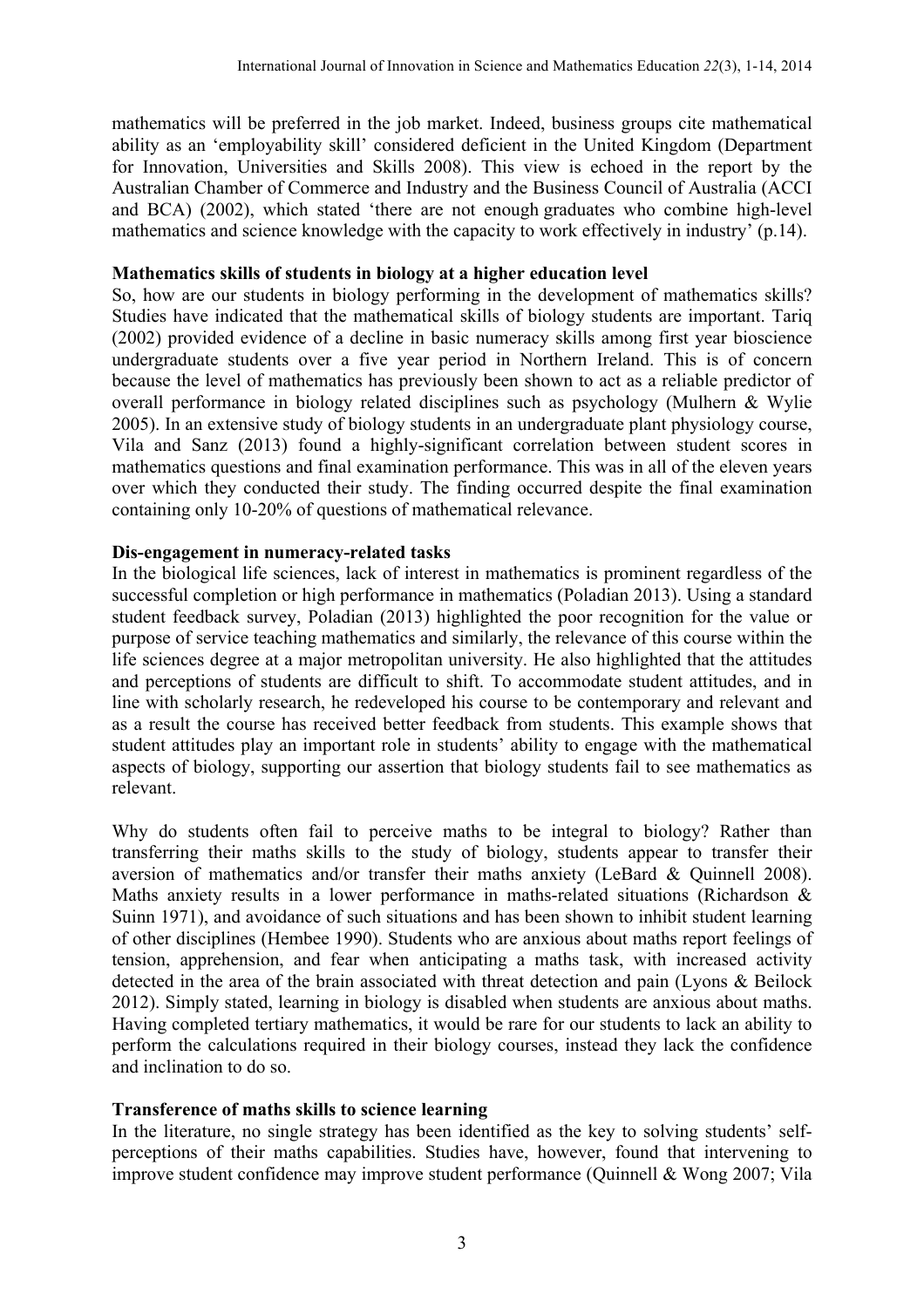mathematics will be preferred in the job market. Indeed, business groups cite mathematical ability as an 'employability skill' considered deficient in the United Kingdom (Department for Innovation, Universities and Skills 2008). This view is echoed in the report by the Australian Chamber of Commerce and Industry and the Business Council of Australia (ACCI and BCA) (2002), which stated 'there are not enough graduates who combine high-level mathematics and science knowledge with the capacity to work effectively in industry' (p.14).

**Mathematics skills of students in biology at a higher education level**

So, how are our students in biology performing in the development of mathematics skills? Studies have indicated that the mathematical skills of biology students are important. Tariq (2002) provided evidence of a decline in basic numeracy skills among first year bioscience undergraduate students over a five year period in Northern Ireland. This is of concern because the level of mathematics has previously been shown to act as a reliable predictor of overall performance in biology related disciplines such as psychology (Mulhern & Wylie 2005). In an extensive study of biology students in an undergraduate plant physiology course, Vila and Sanz (2013) found a highly-significant correlation between student scores in mathematics questions and final examination performance. This was in all of the eleven years over which they conducted their study. The finding occurred despite the final examination containing only 10-20% of questions of mathematical relevance.

**Dis-engagement in numeracy-related tasks**

In the biological life sciences, lack of interest in mathematics is prominent regardless of the successful completion or high performance in mathematics (Poladian 2013). Using a standard student feedback survey, Poladian (2013) highlighted the poor recognition for the value or purpose of service teaching mathematics and similarly, the relevance of this course within the life sciences degree at a major metropolitan university. He also highlighted that the attitudes and perceptions of students are difficult to shift. To accommodate student attitudes, and in line with scholarly research, he redeveloped his course to be contemporary and relevant and as a result the course has received better feedback from students. This example shows that student attitudes play an important role in students' ability to engage with the mathematical aspects of biology, supporting our assertion that biology students fail to see mathematics as relevant.

Why do students often fail to perceive maths to be integral to biology? Rather than transferring their maths skills to the study of biology, students appear to transfer their aversion of mathematics and/or transfer their maths anxiety (LeBard & Quinnell 2008). Maths anxiety results in a lower performance in maths-related situations (Richardson & Suinn 1971), and avoidance of such situations and has been shown to inhibit student learning of other disciplines (Hembee 1990). Students who are anxious about maths report feelings of tension, apprehension, and fear when anticipating a maths task, with increased activity detected in the area of the brain associated with threat detection and pain (Lyons & Beilock 2012). Simply stated, learning in biology is disabled when students are anxious about maths. Having completed tertiary mathematics, it would be rare for our students to lack an ability to perform the calculations required in their biology courses, instead they lack the confidence and inclination to do so.

**Transference of maths skills to science learning**

In the literature, no single strategy has been identified as the key to solving students' self-perceptions of their maths capabilities. Studies have, however, found that intervening to improve student confidence may improve student performance (Quinnell & Wong 2007; Vila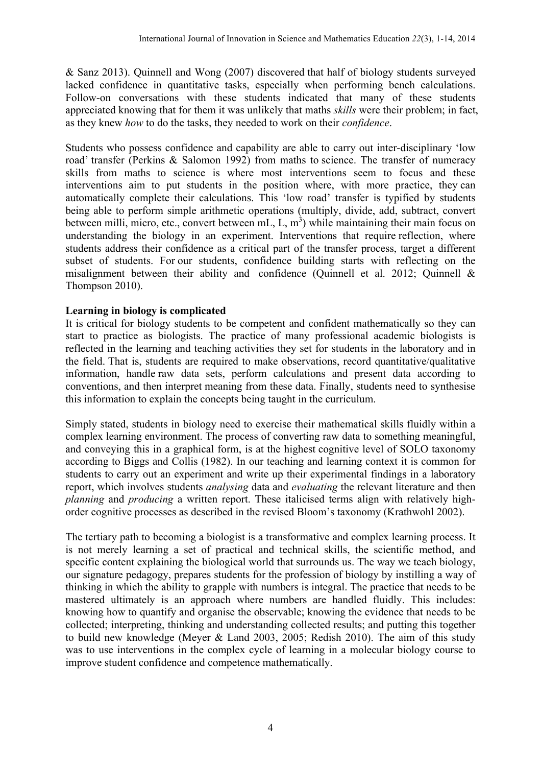& Sanz 2013). Quinnell and Wong (2007) discovered that half of biology students surveyed lacked confidence in quantitative tasks, especially when performing bench calculations. Follow-on conversations with these students indicated that many of these students appreciated knowing that for them it was unlikely that maths *skills* were their problem; in fact, as they knew *how* to do the tasks, they needed to work on their *confidence*.

Students who possess confidence and capability are able to carry out inter-disciplinary 'low road' transfer (Perkins & Salomon 1992) from maths to science. The transfer of numeracy skills from maths to science is where most interventions seem to focus and these interventions aim to put students in the position where, with more practice, they can automatically complete their calculations. This 'low road' transfer is typified by students being able to perform simple arithmetic operations (multiply, divide, add, subtract, convert between milli, micro, etc., convert between mL, L, $m^3$) while maintaining their main focus on understanding the biology in an experiment. Interventions that require reflection, where students address their confidence as a critical part of the transfer process, target a different subset of students. For our students, confidence building starts with reflecting on the misalignment between their ability and confidence (Quinnell et al. 2012; Quinnell & Thompson 2010).

**Learning in biology is complicated**

It is critical for biology students to be competent and confident mathematically so they can start to practice as biologists. The practice of many professional academic biologists is reflected in the learning and teaching activities they set for students in the laboratory and in the field. That is, students are required to make observations, record quantitative/qualitative information, handle raw data sets, perform calculations and present data according to conventions, and then interpret meaning from these data. Finally, students need to synthesise this information to explain the concepts being taught in the curriculum.

Simply stated, students in biology need to exercise their mathematical skills fluidly within a complex learning environment. The process of converting raw data to something meaningful, and conveying this in a graphical form, is at the highest cognitive level of SOLO taxonomy according to Biggs and Collis (1982). In our teaching and learning context it is common for students to carry out an experiment and write up their experimental findings in a laboratory report, which involves students *analysing* data and *evaluating* the relevant literature and then *planning* and *producing* a written report. These italicised terms align with relatively high-order cognitive processes as described in the revised Bloom's taxonomy (Krathwohl 2002).

The tertiary path to becoming a biologist is a transformative and complex learning process. It is not merely learning a set of practical and technical skills, the scientific method, and specific content explaining the biological world that surrounds us. The way we teach biology, our signature pedagogy, prepares students for the profession of biology by instilling a way of thinking in which the ability to grapple with numbers is integral. The practice that needs to be mastered ultimately is an approach where numbers are handled fluidly. This includes: knowing how to quantify and organise the observable; knowing the evidence that needs to be collected; interpreting, thinking and understanding collected results; and putting this together to build new knowledge (Meyer & Land 2003, 2005; Redish 2010). The aim of this study was to use interventions in the complex cycle of learning in a molecular biology course to improve student confidence and competence mathematically.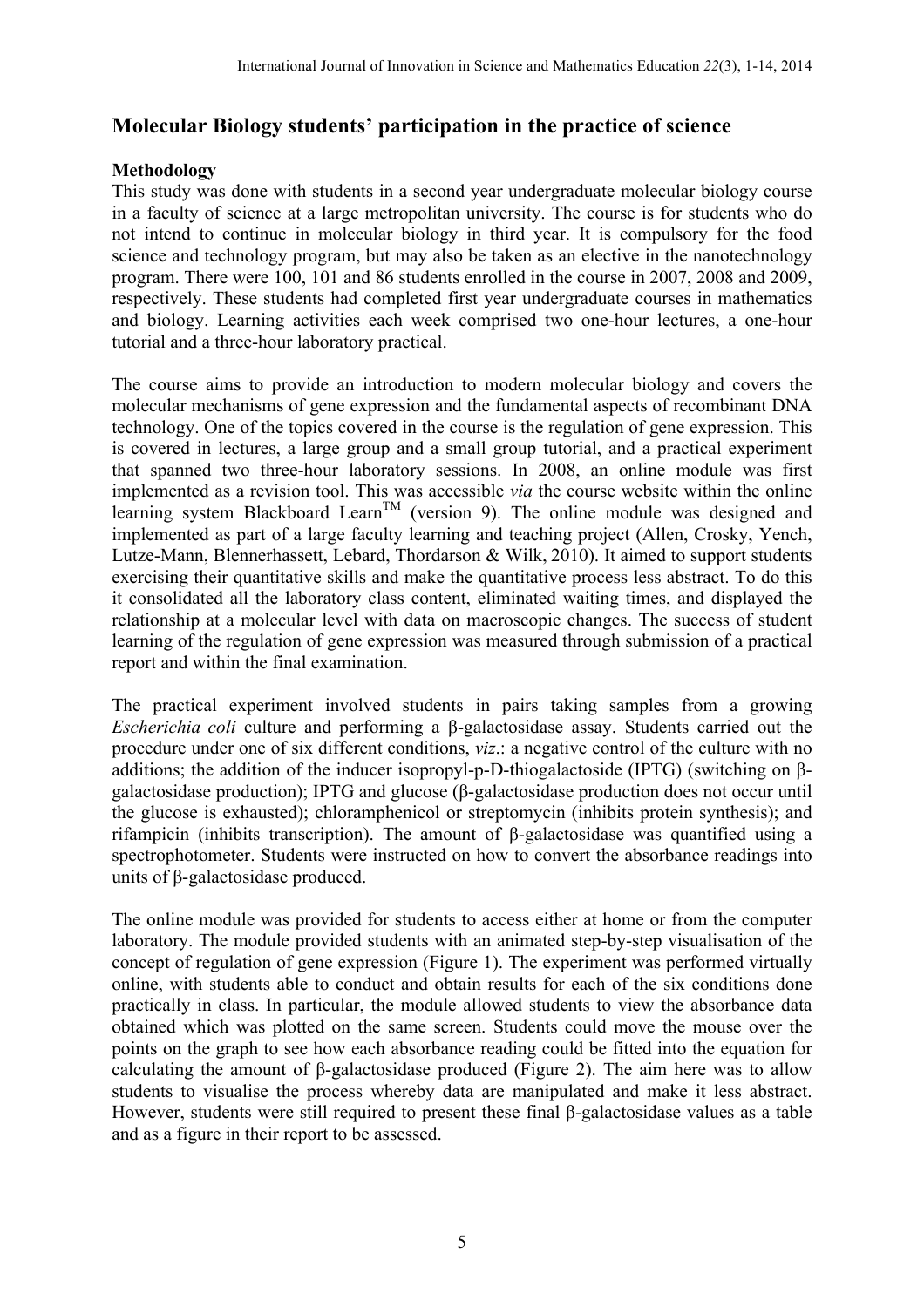## Molecular Biology students' participation in the practice of science

### Methodology

This study was done with students in a second year undergraduate molecular biology course in a faculty of science at a large metropolitan university. The course is for students who do not intend to continue in molecular biology in third year. It is compulsory for the food science and technology program, but may also be taken as an elective in the nanotechnology program. There were 100, 101 and 86 students enrolled in the course in 2007, 2008 and 2009, respectively. These students had completed first year undergraduate courses in mathematics and biology. Learning activities each week comprised two one-hour lectures, a one-hour tutorial and a three-hour laboratory practical.

The course aims to provide an introduction to modern molecular biology and covers the molecular mechanisms of gene expression and the fundamental aspects of recombinant DNA technology. One of the topics covered in the course is the regulation of gene expression. This is covered in lectures, a large group and a small group tutorial, and a practical experiment that spanned two three-hour laboratory sessions. In 2008, an online module was first implemented as a revision tool. This was accessible *via* the course website within the online learning system Blackboard Learn™ (version 9). The online module was designed and implemented as part of a large faculty learning and teaching project (Allen, Crosky, Yench, Lutze-Mann, Blennerhassett, Lebard, Thordarson & Wilk, 2010). It aimed to support students exercising their quantitative skills and make the quantitative process less abstract. To do this it consolidated all the laboratory class content, eliminated waiting times, and displayed the relationship at a molecular level with data on macroscopic changes. The success of student learning of the regulation of gene expression was measured through submission of a practical report and within the final examination.

The practical experiment involved students in pairs taking samples from a growing *Escherichia coli* culture and performing a β-galactosidase assay. Students carried out the procedure under one of six different conditions, *viz*.: a negative control of the culture with no additions; the addition of the inducer isopropyl-p-D-thiogalactoside (IPTG) (switching on β-galactosidase production); IPTG and glucose (β-galactosidase production does not occur until the glucose is exhausted); chloramphenicol or streptomycin (inhibits protein synthesis); and rifampicin (inhibits transcription). The amount of β-galactosidase was quantified using a spectrophotometer. Students were instructed on how to convert the absorbance readings into units of β-galactosidase produced.

The online module was provided for students to access either at home or from the computer laboratory. The module provided students with an animated step-by-step visualisation of the concept of regulation of gene expression (Figure 1). The experiment was performed virtually online, with students able to conduct and obtain results for each of the six conditions done practically in class. In particular, the module allowed students to view the absorbance data obtained which was plotted on the same screen. Students could move the mouse over the points on the graph to see how each absorbance reading could be fitted into the equation for calculating the amount of β-galactosidase produced (Figure 2). The aim here was to allow students to visualise the process whereby data are manipulated and make it less abstract. However, students were still required to present these final β-galactosidase values as a table and as a figure in their report to be assessed.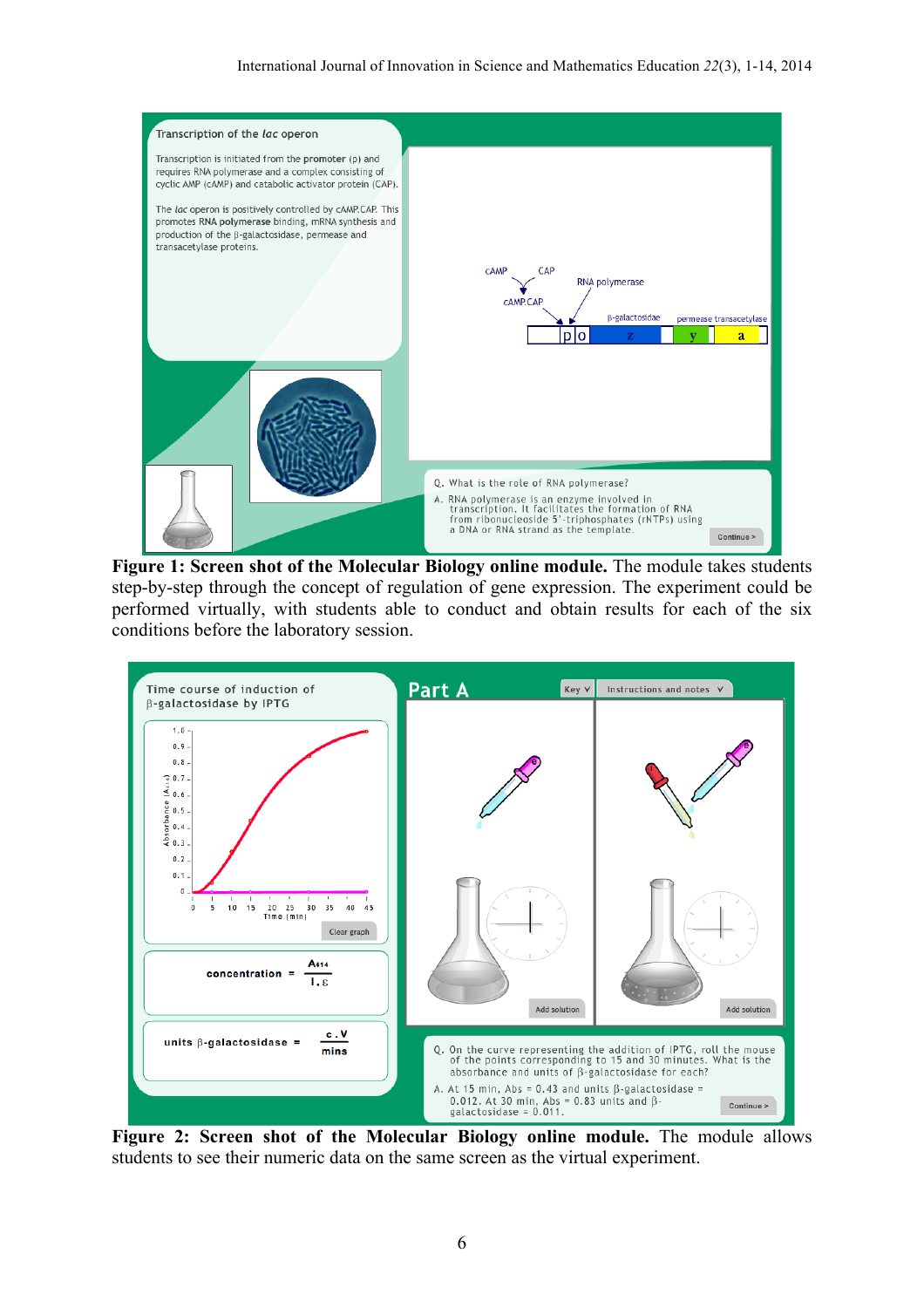**Figure 1: Screen shot of the Molecular Biology online module.** The module takes students step-by-step through the concept of regulation of gene expression. The experiment could be performed virtually, with students able to conduct and obtain results for each of the six conditions before the laboratory session.

**Figure 2: Screen shot of the Molecular Biology online module.** The module allows students to see their numeric data on the same screen as the virtual experiment.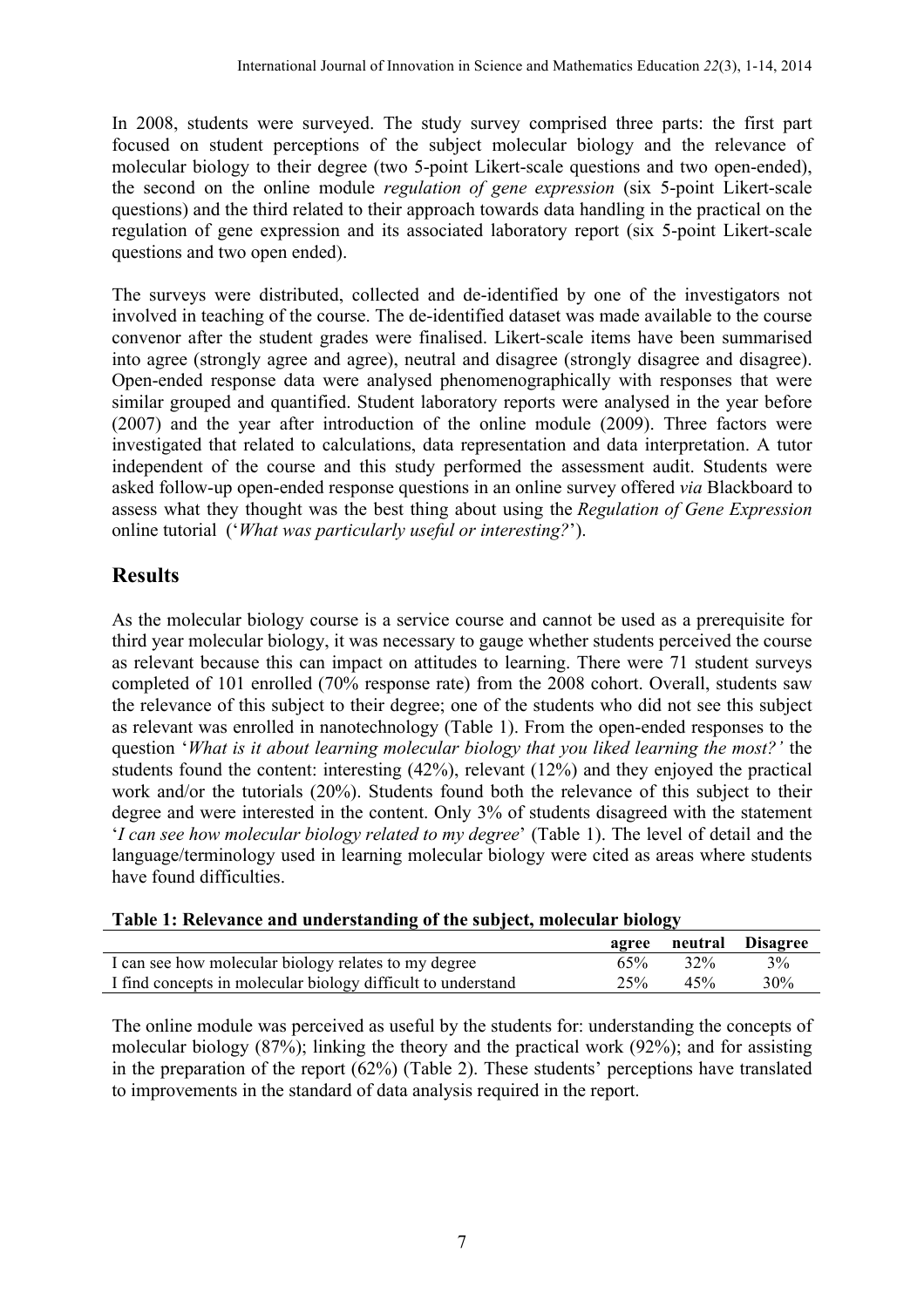In 2008, students were surveyed. The study survey comprised three parts: the first part focused on student perceptions of the subject molecular biology and the relevance of molecular biology to their degree (two 5-point Likert-scale questions and two open-ended), the second on the online module *regulation of gene expression* (six 5-point Likert-scale questions) and the third related to their approach towards data handling in the practical on the regulation of gene expression and its associated laboratory report (six 5-point Likert-scale questions and two open ended).

The surveys were distributed, collected and de-identified by one of the investigators not involved in teaching of the course. The de-identified dataset was made available to the course convenor after the student grades were finalised. Likert-scale items have been summarised into agree (strongly agree and agree), neutral and disagree (strongly disagree and disagree). Open-ended response data were analysed phenomenographically with responses that were similar grouped and quantified. Student laboratory reports were analysed in the year before (2007) and the year after introduction of the online module (2009). Three factors were investigated that related to calculations, data representation and data interpretation. A tutor independent of the course and this study performed the assessment audit. Students were asked follow-up open-ended response questions in an online survey offered *via* Blackboard to assess what they thought was the best thing about using the *Regulation of Gene Expression* online tutorial ('*What was particularly useful or interesting?*').

## Results

As the molecular biology course is a service course and cannot be used as a prerequisite for third year molecular biology, it was necessary to gauge whether students perceived the course as relevant because this can impact on attitudes to learning. There were 71 student surveys completed of 101 enrolled (70% response rate) from the 2008 cohort. Overall, students saw the relevance of this subject to their degree; one of the students who did not see this subject as relevant was enrolled in nanotechnology (Table 1). From the open-ended responses to the question '*What is it about learning molecular biology that you liked learning the most?*' the students found the content: interesting (42%), relevant (12%) and they enjoyed the practical work and/or the tutorials (20%). Students found both the relevance of this subject to their degree and were interested in the content. Only 3% of students disagreed with the statement '*I can see how molecular biology related to my degree*' (Table 1). The level of detail and the language/terminology used in learning molecular biology were cited as areas where students have found difficulties.

**Table 1: Relevance and understanding of the subject, molecular biology**

| | agree | neutral | Disagree |
|---|---|---|---|
| I can see how molecular biology relates to my degree | 65% | 32% | 3% |
| I find concepts in molecular biology difficult to understand | 25% | 45% | 30% |

The online module was perceived as useful by the students for: understanding the concepts of molecular biology (87%); linking the theory and the practical work (92%); and for assisting in the preparation of the report (62%) (Table 2). These students' perceptions have translated to improvements in the standard of data analysis required in the report.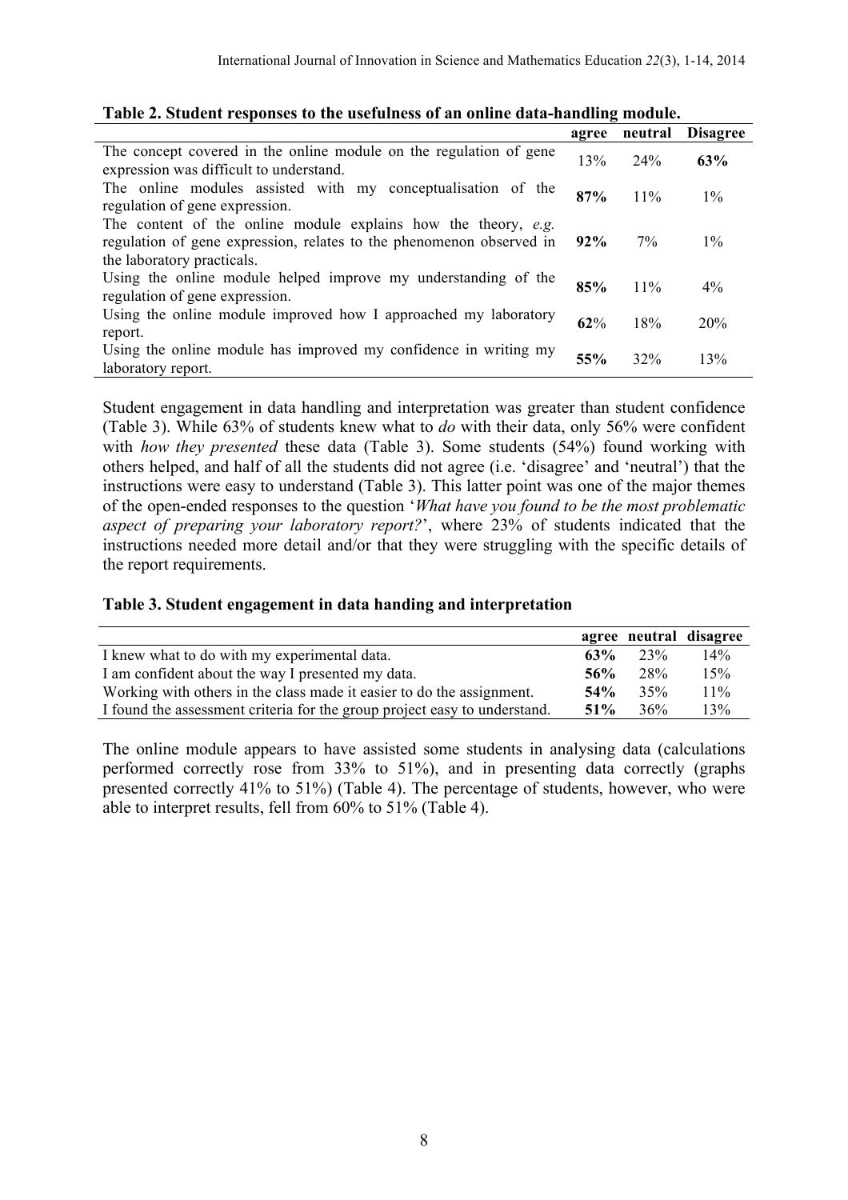**Table 2. Student responses to the usefulness of an online data-handling module.**

| | agree | neutral | Disagree |
|---|---|---|---|
| The concept covered in the online module on the regulation of gene expression was difficult to understand. | 13% | 24% | **63%** |
| The online modules assisted with my conceptualisation of the regulation of gene expression. | **87%** | 11% | 1% |
| The content of the online module explains how the theory, *e.g.* regulation of gene expression, relates to the phenomenon observed in the laboratory practicals. | **92%** | 7% | 1% |
| Using the online module helped improve my understanding of the regulation of gene expression. | **85%** | 11% | 4% |
| Using the online module improved how I approached my laboratory report. | **62**% | 18% | 20% |
| Using the online module has improved my confidence in writing my laboratory report. | **55%** | 32% | 13% |

Student engagement in data handling and interpretation was greater than student confidence (Table 3). While 63% of students knew what to *do* with their data, only 56% were confident with *how they presented* these data (Table 3). Some students (54%) found working with others helped, and half of all the students did not agree (i.e. 'disagree' and 'neutral') that the instructions were easy to understand (Table 3). This latter point was one of the major themes of the open-ended responses to the question '*What have you found to be the most problematic aspect of preparing your laboratory report?*', where 23% of students indicated that the instructions needed more detail and/or that they were struggling with the specific details of the report requirements.

**Table 3. Student engagement in data handing and interpretation**

| | agree | neutral | disagree |
|---|---|---|---|
| I knew what to do with my experimental data. | **63%** | 23% | 14% |
| I am confident about the way I presented my data. | **56%** | 28% | 15% |
| Working with others in the class made it easier to do the assignment. | **54%** | 35% | 11% |
| I found the assessment criteria for the group project easy to understand. | **51%** | 36% | 13% |

The online module appears to have assisted some students in analysing data (calculations performed correctly rose from 33% to 51%), and in presenting data correctly (graphs presented correctly 41% to 51%) (Table 4). The percentage of students, however, who were able to interpret results, fell from 60% to 51% (Table 4).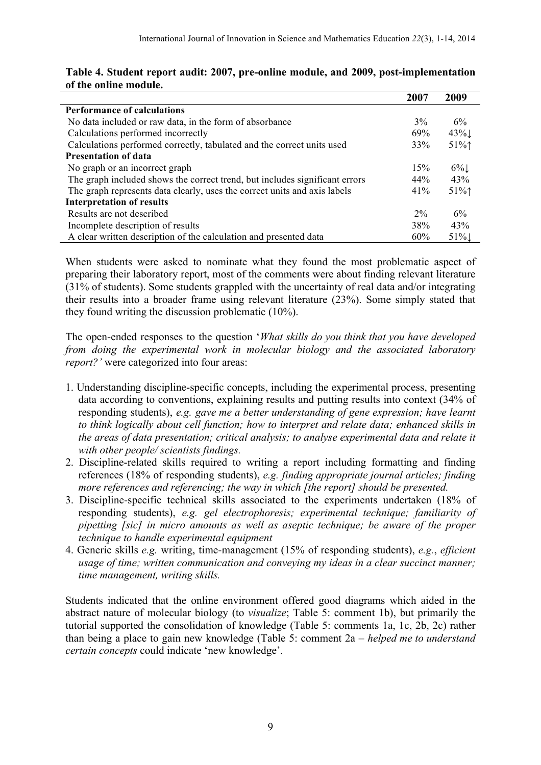**Table 4. Student report audit: 2007, pre-online module, and 2009, post-implementation of the online module.**

| | 2007 | 2009 |
|---|---|---|
| **Performance of calculations** | | |
| No data included or raw data, in the form of absorbance | 3% | 6% |
| Calculations performed incorrectly | 69% | 43%↓ |
| Calculations performed correctly, tabulated and the correct units used | 33% | 51%↑ |
| **Presentation of data** | | |
| No graph or an incorrect graph | 15% | 6%↓ |
| The graph included shows the correct trend, but includes significant errors | 44% | 43% |
| The graph represents data clearly, uses the correct units and axis labels | 41% | 51%↑ |
| **Interpretation of results** | | |
| Results are not described | 2% | 6% |
| Incomplete description of results | 38% | 43% |
| A clear written description of the calculation and presented data | 60% | 51%↓ |

When students were asked to nominate what they found the most problematic aspect of preparing their laboratory report, most of the comments were about finding relevant literature (31% of students). Some students grappled with the uncertainty of real data and/or integrating their results into a broader frame using relevant literature (23%). Some simply stated that they found writing the discussion problematic (10%).

The open-ended responses to the question '*What skills do you think that you have developed from doing the experimental work in molecular biology and the associated laboratory report?*' were categorized into four areas:

1. Understanding discipline-specific concepts, including the experimental process, presenting data according to conventions, explaining results and putting results into context (34% of responding students), *e.g. gave me a better understanding of gene expression; have learnt to think logically about cell function; how to interpret and relate data; enhanced skills in the areas of data presentation; critical analysis; to analyse experimental data and relate it with other people/ scientists findings.*
2. Discipline-related skills required to writing a report including formatting and finding references (18% of responding students), *e.g. finding appropriate journal articles; finding more references and referencing; the way in which [the report] should be presented.*
3. Discipline-specific technical skills associated to the experiments undertaken (18% of responding students), *e.g. gel electrophoresis; experimental technique; familiarity of pipetting [sic] in micro amounts as well as aseptic technique; be aware of the proper technique to handle experimental equipment*
4. Generic skills *e.g.* writing, time-management (15% of responding students), *e.g.*, *efficient usage of time; written communication and conveying my ideas in a clear succinct manner; time management, writing skills.*

Students indicated that the online environment offered good diagrams which aided in the abstract nature of molecular biology (to *visualize*; Table 5: comment 1b), but primarily the tutorial supported the consolidation of knowledge (Table 5: comments 1a, 1c, 2b, 2c) rather than being a place to gain new knowledge (Table 5: comment 2a – *helped me to understand certain concepts* could indicate 'new knowledge'.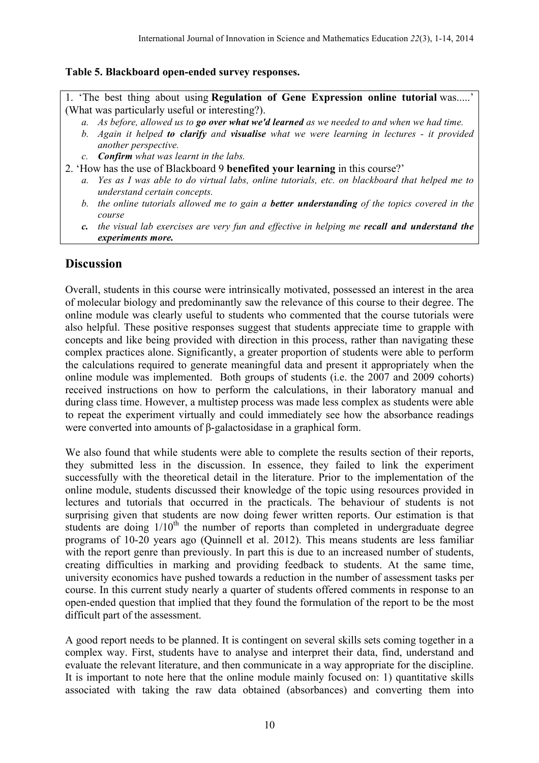**Table 5. Blackboard open-ended survey responses.**

1. 'The best thing about using **Regulation of Gene Expression online tutorial** was.....' (What was particularly useful or interesting?).
    - *a. As before, allowed us to **go over what we'd learned** as we needed to and when we had time.*
    - *b. Again it helped **to clarify** and **visualise** what we were learning in lectures - it provided another perspective.*
    - *c. **Confirm** what was learnt in the labs.*
2. 'How has the use of Blackboard 9 **benefited your learning** in this course?'
    - *a. Yes as I was able to do virtual labs, online tutorials, etc. on blackboard that helped me to understand certain concepts.*
    - *b. the online tutorials allowed me to gain a **better understanding** of the topics covered in the course*
    - ***c.** the visual lab exercises are very fun and effective in helping me **recall and understand the experiments more.***

## Discussion

Overall, students in this course were intrinsically motivated, possessed an interest in the area of molecular biology and predominantly saw the relevance of this course to their degree. The online module was clearly useful to students who commented that the course tutorials were also helpful. These positive responses suggest that students appreciate time to grapple with concepts and like being provided with direction in this process, rather than navigating these complex practices alone. Significantly, a greater proportion of students were able to perform the calculations required to generate meaningful data and present it appropriately when the online module was implemented. Both groups of students (i.e. the 2007 and 2009 cohorts) received instructions on how to perform the calculations, in their laboratory manual and during class time. However, a multistep process was made less complex as students were able to repeat the experiment virtually and could immediately see how the absorbance readings were converted into amounts of β-galactosidase in a graphical form.

We also found that while students were able to complete the results section of their reports, they submitted less in the discussion. In essence, they failed to link the experiment successfully with the theoretical detail in the literature. Prior to the implementation of the online module, students discussed their knowledge of the topic using resources provided in lectures and tutorials that occurred in the practicals. The behaviour of students is not surprising given that students are now doing fewer written reports. Our estimation is that students are doing $1/10^{th}$ the number of reports than completed in undergraduate degree programs of 10-20 years ago (Quinnell et al. 2012). This means students are less familiar with the report genre than previously. In part this is due to an increased number of students, creating difficulties in marking and providing feedback to students. At the same time, university economics have pushed towards a reduction in the number of assessment tasks per course. In this current study nearly a quarter of students offered comments in response to an open-ended question that implied that they found the formulation of the report to be the most difficult part of the assessment.

A good report needs to be planned. It is contingent on several skills sets coming together in a complex way. First, students have to analyse and interpret their data, find, understand and evaluate the relevant literature, and then communicate in a way appropriate for the discipline. It is important to note here that the online module mainly focused on: 1) quantitative skills associated with taking the raw data obtained (absorbances) and converting them into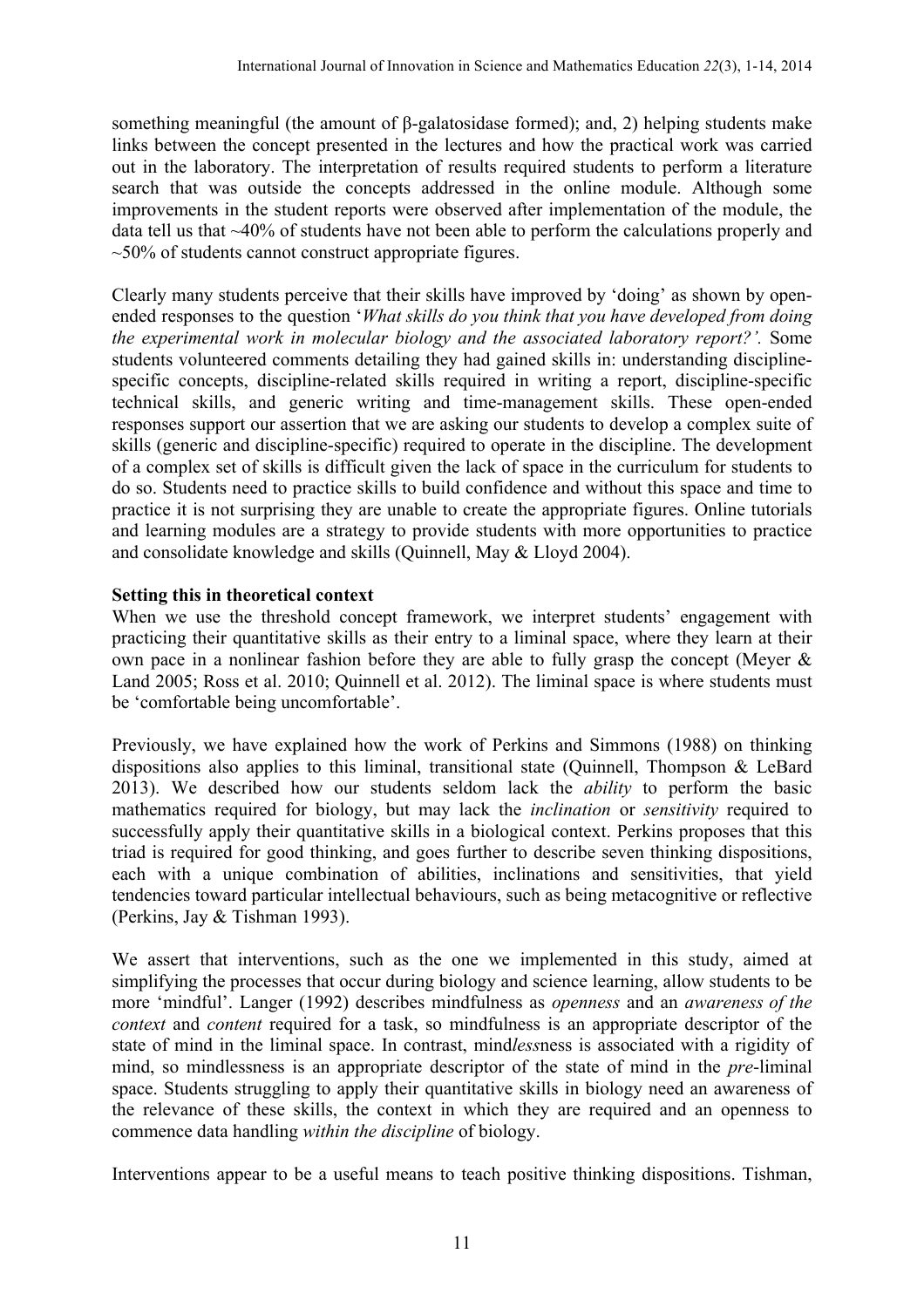something meaningful (the amount of β-galatosidase formed); and, 2) helping students make links between the concept presented in the lectures and how the practical work was carried out in the laboratory. The interpretation of results required students to perform a literature search that was outside the concepts addressed in the online module. Although some improvements in the student reports were observed after implementation of the module, the data tell us that ~40% of students have not been able to perform the calculations properly and ~50% of students cannot construct appropriate figures.

Clearly many students perceive that their skills have improved by 'doing' as shown by open-ended responses to the question '*What skills do you think that you have developed from doing the experimental work in molecular biology and the associated laboratory report?'.* Some students volunteered comments detailing they had gained skills in: understanding discipline-specific concepts, discipline-related skills required in writing a report, discipline-specific technical skills, and generic writing and time-management skills. These open-ended responses support our assertion that we are asking our students to develop a complex suite of skills (generic and discipline-specific) required to operate in the discipline. The development of a complex set of skills is difficult given the lack of space in the curriculum for students to do so. Students need to practice skills to build confidence and without this space and time to practice it is not surprising they are unable to create the appropriate figures. Online tutorials and learning modules are a strategy to provide students with more opportunities to practice and consolidate knowledge and skills (Quinnell, May & Lloyd 2004).

**Setting this in theoretical context**

When we use the threshold concept framework, we interpret students' engagement with practicing their quantitative skills as their entry to a liminal space, where they learn at their own pace in a nonlinear fashion before they are able to fully grasp the concept (Meyer & Land 2005; Ross et al. 2010; Quinnell et al. 2012). The liminal space is where students must be 'comfortable being uncomfortable'.

Previously, we have explained how the work of Perkins and Simmons (1988) on thinking dispositions also applies to this liminal, transitional state (Quinnell, Thompson & LeBard 2013). We described how our students seldom lack the *ability* to perform the basic mathematics required for biology, but may lack the *inclination* or *sensitivity* required to successfully apply their quantitative skills in a biological context. Perkins proposes that this triad is required for good thinking, and goes further to describe seven thinking dispositions, each with a unique combination of abilities, inclinations and sensitivities, that yield tendencies toward particular intellectual behaviours, such as being metacognitive or reflective (Perkins, Jay & Tishman 1993).

We assert that interventions, such as the one we implemented in this study, aimed at simplifying the processes that occur during biology and science learning, allow students to be more 'mindful'. Langer (1992) describes mindfulness as *openness* and an *awareness of the context* and *content* required for a task, so mindfulness is an appropriate descriptor of the state of mind in the liminal space. In contrast, mind*less*ness is associated with a rigidity of mind, so mindlessness is an appropriate descriptor of the state of mind in the *pre*-liminal space. Students struggling to apply their quantitative skills in biology need an awareness of the relevance of these skills, the context in which they are required and an openness to commence data handling *within the discipline* of biology.

Interventions appear to be a useful means to teach positive thinking dispositions. Tishman,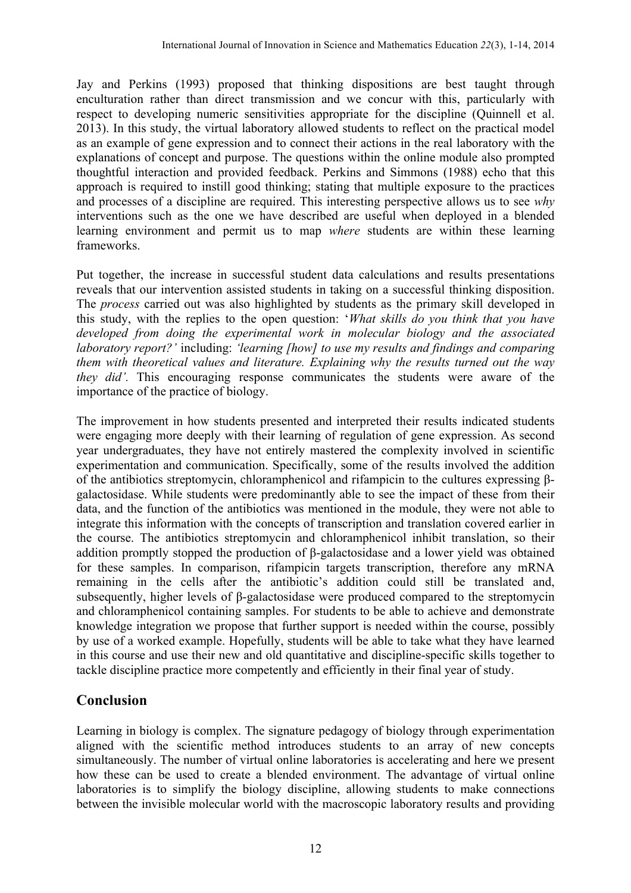Jay and Perkins (1993) proposed that thinking dispositions are best taught through enculturation rather than direct transmission and we concur with this, particularly with respect to developing numeric sensitivities appropriate for the discipline (Quinnell et al. 2013). In this study, the virtual laboratory allowed students to reflect on the practical model as an example of gene expression and to connect their actions in the real laboratory with the explanations of concept and purpose. The questions within the online module also prompted thoughtful interaction and provided feedback. Perkins and Simmons (1988) echo that this approach is required to instill good thinking; stating that multiple exposure to the practices and processes of a discipline are required. This interesting perspective allows us to see *why* interventions such as the one we have described are useful when deployed in a blended learning environment and permit us to map *where* students are within these learning frameworks.

Put together, the increase in successful student data calculations and results presentations reveals that our intervention assisted students in taking on a successful thinking disposition. The *process* carried out was also highlighted by students as the primary skill developed in this study, with the replies to the open question: '*What skills do you think that you have developed from doing the experimental work in molecular biology and the associated laboratory report?'* including: *'learning [how] to use my results and findings and comparing them with theoretical values and literature. Explaining why the results turned out the way they did'.* This encouraging response communicates the students were aware of the importance of the practice of biology.

The improvement in how students presented and interpreted their results indicated students were engaging more deeply with their learning of regulation of gene expression. As second year undergraduates, they have not entirely mastered the complexity involved in scientific experimentation and communication. Specifically, some of the results involved the addition of the antibiotics streptomycin, chloramphenicol and rifampicin to the cultures expressing β-galactosidase. While students were predominantly able to see the impact of these from their data, and the function of the antibiotics was mentioned in the module, they were not able to integrate this information with the concepts of transcription and translation covered earlier in the course. The antibiotics streptomycin and chloramphenicol inhibit translation, so their addition promptly stopped the production of β-galactosidase and a lower yield was obtained for these samples. In comparison, rifampicin targets transcription, therefore any mRNA remaining in the cells after the antibiotic's addition could still be translated and, subsequently, higher levels of β-galactosidase were produced compared to the streptomycin and chloramphenicol containing samples. For students to be able to achieve and demonstrate knowledge integration we propose that further support is needed within the course, possibly by use of a worked example. Hopefully, students will be able to take what they have learned in this course and use their new and old quantitative and discipline-specific skills together to tackle discipline practice more competently and efficiently in their final year of study.

## Conclusion

Learning in biology is complex. The signature pedagogy of biology through experimentation aligned with the scientific method introduces students to an array of new concepts simultaneously. The number of virtual online laboratories is accelerating and here we present how these can be used to create a blended environment. The advantage of virtual online laboratories is to simplify the biology discipline, allowing students to make connections between the invisible molecular world with the macroscopic laboratory results and providing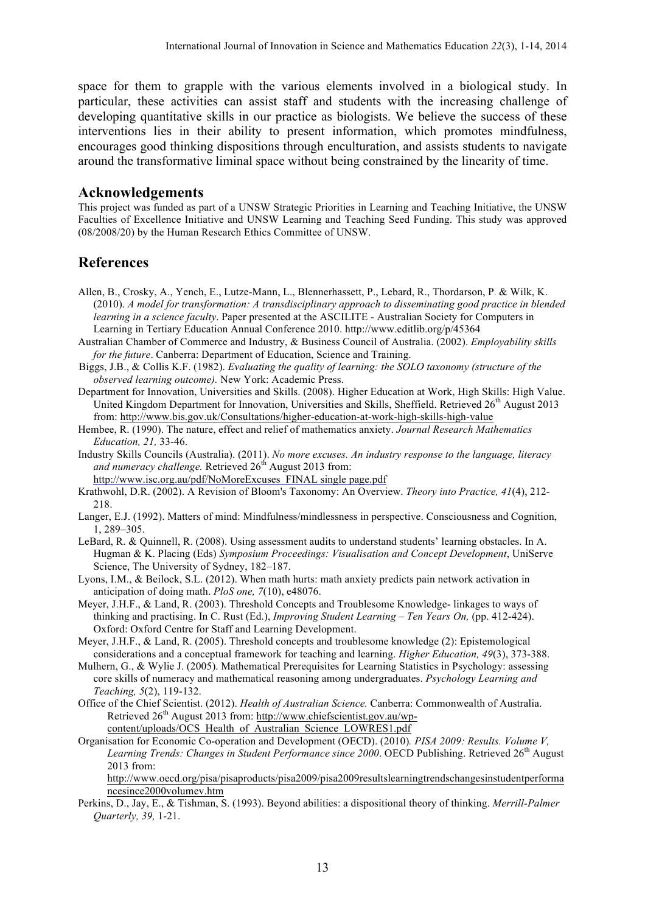space for them to grapple with the various elements involved in a biological study. In particular, these activities can assist staff and students with the increasing challenge of developing quantitative skills in our practice as biologists. We believe the success of these interventions lies in their ability to present information, which promotes mindfulness, encourages good thinking dispositions through enculturation, and assists students to navigate around the transformative liminal space without being constrained by the linearity of time.

## Acknowledgements

This project was funded as part of a UNSW Strategic Priorities in Learning and Teaching Initiative, the UNSW Faculties of Excellence Initiative and UNSW Learning and Teaching Seed Funding. This study was approved (08/2008/20) by the Human Research Ethics Committee of UNSW.

## References

Allen, B., Crosky, A., Yench, E., Lutze-Mann, L., Blennerhassett, P., Lebard, R., Thordarson, P. & Wilk, K. (2010). *A model for transformation: A transdisciplinary approach to disseminating good practice in blended learning in a science faculty*. Paper presented at the ASCILITE - Australian Society for Computers in Learning in Tertiary Education Annual Conference 2010. http://www.editlib.org/p/45364

Australian Chamber of Commerce and Industry, & Business Council of Australia. (2002). *Employability skills for the future*. Canberra: Department of Education, Science and Training.

Biggs, J.B., & Collis K.F. (1982). *Evaluating the quality of learning: the SOLO taxonomy (structure of the observed learning outcome).* New York: Academic Press.

Department for Innovation, Universities and Skills. (2008). Higher Education at Work, High Skills: High Value. United Kingdom Department for Innovation, Universities and Skills, Sheffield. Retrieved 26th August 2013 from: http://www.bis.gov.uk/Consultations/higher-education-at-work-high-skills-high-value

Hembee, R. (1990). The nature, effect and relief of mathematics anxiety. *Journal Research Mathematics Education, 21,* 33-46.

Industry Skills Councils (Australia). (2011). *No more excuses. An industry response to the language, literacy and numeracy challenge.* Retrieved 26th August 2013 from: http://www.isc.org.au/pdf/NoMoreExcuses_FINAL single page.pdf

Krathwohl, D.R. (2002). A Revision of Bloom's Taxonomy: An Overview. *Theory into Practice, 41*(4), 212-218.

Langer, E.J. (1992). Matters of mind: Mindfulness/mindlessness in perspective. Consciousness and Cognition, 1, 289–305.

LeBard, R. & Quinnell, R. (2008). Using assessment audits to understand students' learning obstacles. In A. Hugman & K. Placing (Eds) *Symposium Proceedings: Visualisation and Concept Development*, UniServe Science, The University of Sydney, 182–187.

Lyons, I.M., & Beilock, S.L. (2012). When math hurts: math anxiety predicts pain network activation in anticipation of doing math. *PloS one, 7*(10), e48076.

Meyer, J.H.F., & Land, R. (2003). Threshold Concepts and Troublesome Knowledge- linkages to ways of thinking and practising. In C. Rust (Ed.), *Improving Student Learning – Ten Years On,* (pp. 412-424). Oxford: Oxford Centre for Staff and Learning Development.

Meyer, J.H.F., & Land, R. (2005). Threshold concepts and troublesome knowledge (2): Epistemological considerations and a conceptual framework for teaching and learning. *Higher Education, 49*(3), 373-388.

Mulhern, G., & Wylie J. (2005). Mathematical Prerequisites for Learning Statistics in Psychology: assessing core skills of numeracy and mathematical reasoning among undergraduates. *Psychology Learning and Teaching, 5*(2), 119-132.

Office of the Chief Scientist. (2012). *Health of Australian Science.* Canberra: Commonwealth of Australia. Retrieved 26th August 2013 from: http://www.chiefscientist.gov.au/wp-content/uploads/OCS_Health_of_Australian_Science_LOWRES1.pdf

Organisation for Economic Co-operation and Development (OECD). (2010). *PISA 2009: Results. Volume V, Learning Trends: Changes in Student Performance since 2000*. OECD Publishing. Retrieved 26th August 2013 from: http://www.oecd.org/pisa/pisaproducts/pisa2009/pisa2009resultslearningtrendschangesinstudentperformancesince2000volumev.htm

Perkins, D., Jay, E., & Tishman, S. (1993). Beyond abilities: a dispositional theory of thinking. *Merrill-Palmer Quarterly, 39,* 1-21.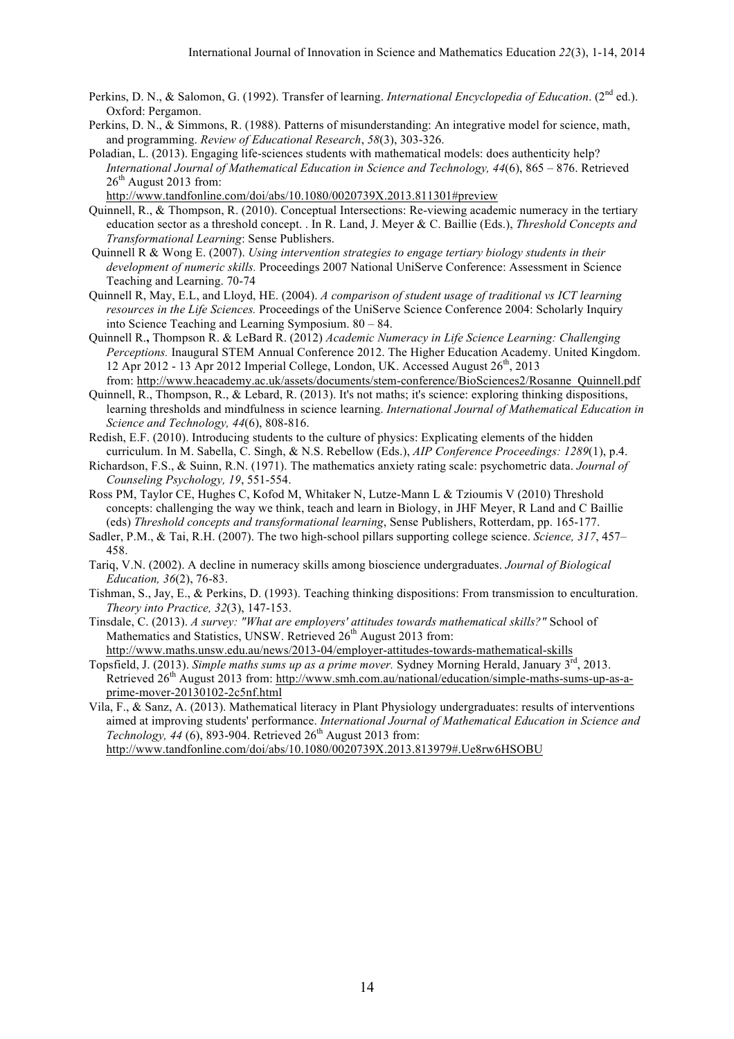Perkins, D. N., & Salomon, G. (1992). Transfer of learning. *International Encyclopedia of Education*. (2nd ed.). Oxford: Pergamon.

Perkins, D. N., & Simmons, R. (1988). Patterns of misunderstanding: An integrative model for science, math, and programming. *Review of Educational Research*, *58*(3), 303-326.

Poladian, L. (2013). Engaging life-sciences students with mathematical models: does authenticity help? *International Journal of Mathematical Education in Science and Technology, 44*(6), 865 – 876. Retrieved 26th August 2013 from: http://www.tandfonline.com/doi/abs/10.1080/0020739X.2013.811301#preview

Quinnell, R., & Thompson, R. (2010). Conceptual Intersections: Re-viewing academic numeracy in the tertiary education sector as a threshold concept. . In R. Land, J. Meyer & C. Baillie (Eds.), *Threshold Concepts and Transformational Learning*: Sense Publishers.

Quinnell R & Wong E. (2007). *Using intervention strategies to engage tertiary biology students in their development of numeric skills.* Proceedings 2007 National UniServe Conference: Assessment in Science Teaching and Learning. 70-74

Quinnell R, May, E.L, and Lloyd, HE. (2004). *A comparison of student usage of traditional vs ICT learning resources in the Life Sciences.* Proceedings of the UniServe Science Conference 2004: Scholarly Inquiry into Science Teaching and Learning Symposium. 80 – 84.

Quinnell R.**,** Thompson R. & LeBard R. (2012) *Academic Numeracy in Life Science Learning: Challenging Perceptions.* Inaugural STEM Annual Conference 2012. The Higher Education Academy. United Kingdom. 12 Apr 2012 - 13 Apr 2012 Imperial College, London, UK. Accessed August 26th, 2013 from: http://www.heacademy.ac.uk/assets/documents/stem-conference/BioSciences2/Rosanne_Quinnell.pdf

Quinnell, R., Thompson, R., & Lebard, R. (2013). It's not maths; it's science: exploring thinking dispositions, learning thresholds and mindfulness in science learning. *International Journal of Mathematical Education in Science and Technology, 44*(6), 808-816.

Redish, E.F. (2010). Introducing students to the culture of physics: Explicating elements of the hidden curriculum. In M. Sabella, C. Singh, & N.S. Rebellow (Eds.), *AIP Conference Proceedings: 1289*(1), p.4.

Richardson, F.S., & Suinn, R.N. (1971). The mathematics anxiety rating scale: psychometric data. *Journal of Counseling Psychology, 19*, 551-554.

Ross PM, Taylor CE, Hughes C, Kofod M, Whitaker N, Lutze-Mann L & Tzioumis V (2010) Threshold concepts: challenging the way we think, teach and learn in Biology, in JHF Meyer, R Land and C Baillie (eds) *Threshold concepts and transformational learning*, Sense Publishers, Rotterdam, pp. 165-177.

Sadler, P.M., & Tai, R.H. (2007). The two high-school pillars supporting college science. *Science, 317*, 457–458.

Tariq, V.N. (2002). A decline in numeracy skills among bioscience undergraduates. *Journal of Biological Education, 36*(2), 76-83.

Tishman, S., Jay, E., & Perkins, D. (1993). Teaching thinking dispositions: From transmission to enculturation. *Theory into Practice, 32*(3), 147-153.

Tinsdale, C. (2013). *A survey: "What are employers' attitudes towards mathematical skills?"* School of Mathematics and Statistics, UNSW. Retrieved 26th August 2013 from: http://www.maths.unsw.edu.au/news/2013-04/employer-attitudes-towards-mathematical-skills

Topsfield, J. (2013). *Simple maths sums up as a prime mover.* Sydney Morning Herald, January 3rd, 2013. Retrieved 26th August 2013 from: http://www.smh.com.au/national/education/simple-maths-sums-up-as-a-prime-mover-20130102-2c5nf.html

Vila, F., & Sanz, A. (2013). Mathematical literacy in Plant Physiology undergraduates: results of interventions aimed at improving students' performance. *International Journal of Mathematical Education in Science and Technology, 44* (6), 893-904. Retrieved 26th August 2013 from: http://www.tandfonline.com/doi/abs/10.1080/0020739X.2013.813979#.Ue8rw6HSOBU